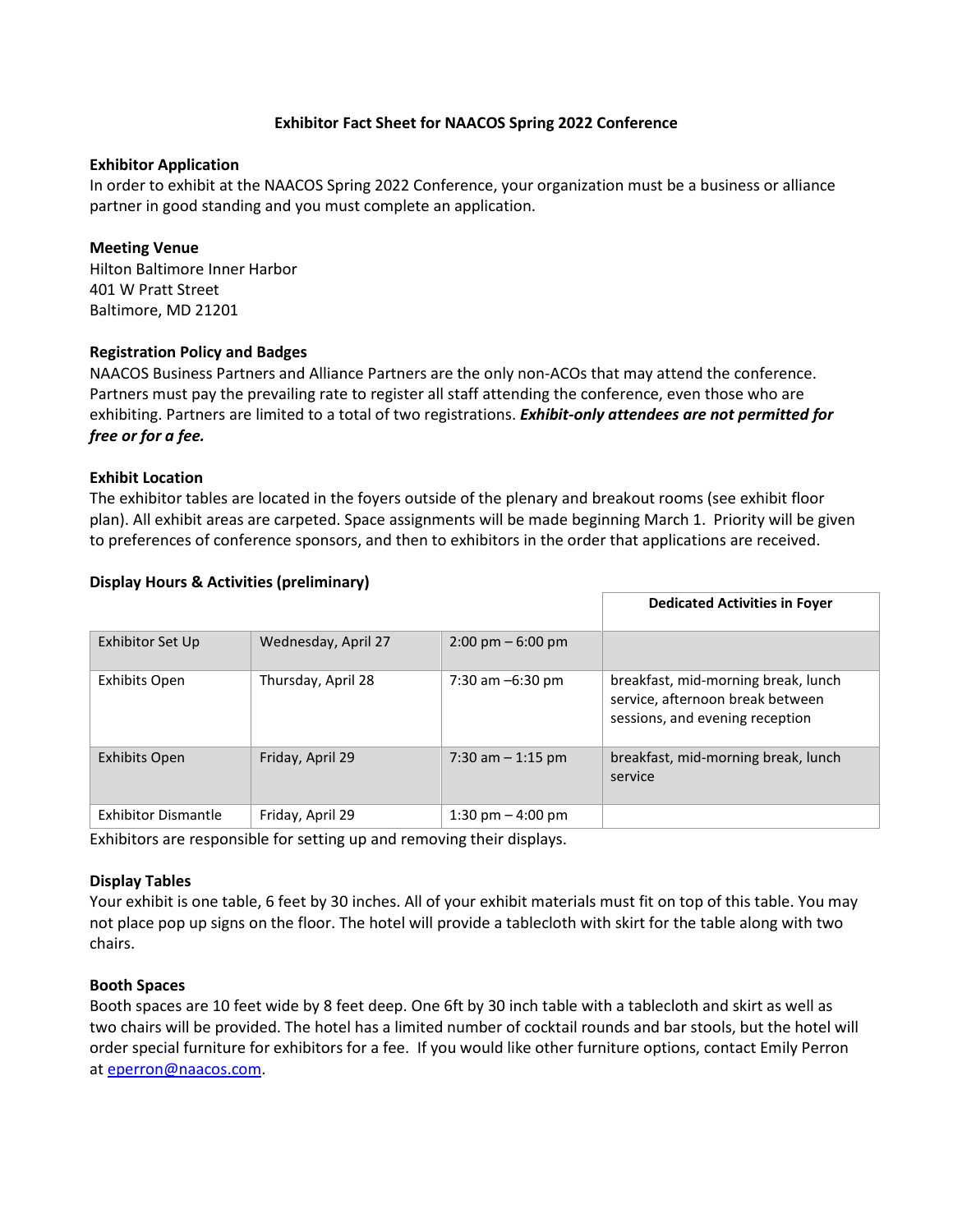# Exhibitor Fact Sheet for NAACOS Spring 2022 Conference

## Exhibitor Application

In order to exhibit at the NAACOS Spring 2022 Conference, your organization must be a business or alliance partner in good standing and you must complete an application.

## Meeting Venue

Hilton Baltimore Inner Harbor
401 W Pratt Street
Baltimore, MD 21201

## Registration Policy and Badges

NAACOS Business Partners and Alliance Partners are the only non-ACOs that may attend the conference. Partners must pay the prevailing rate to register all staff attending the conference, even those who are exhibiting. Partners are limited to a total of two registrations. ***Exhibit-only attendees are not permitted for free or for a fee.***

## Exhibit Location

The exhibitor tables are located in the foyers outside of the plenary and breakout rooms (see exhibit floor plan). All exhibit areas are carpeted. Space assignments will be made beginning March 1. Priority will be given to preferences of conference sponsors, and then to exhibitors in the order that applications are received.

## Display Hours & Activities (preliminary)

| | | | **Dedicated Activities in Foyer** |
|---|---|---|---|
| Exhibitor Set Up | Wednesday, April 27 | 2:00 pm – 6:00 pm | |
| Exhibits Open | Thursday, April 28 | 7:30 am –6:30 pm | breakfast, mid-morning break, lunch service, afternoon break between sessions, and evening reception |
| Exhibits Open | Friday, April 29 | 7:30 am – 1:15 pm | breakfast, mid-morning break, lunch service |
| Exhibitor Dismantle | Friday, April 29 | 1:30 pm – 4:00 pm | |

Exhibitors are responsible for setting up and removing their displays.

## Display Tables

Your exhibit is one table, 6 feet by 30 inches. All of your exhibit materials must fit on top of this table. You may not place pop up signs on the floor. The hotel will provide a tablecloth with skirt for the table along with two chairs.

## Booth Spaces

Booth spaces are 10 feet wide by 8 feet deep. One 6ft by 30 inch table with a tablecloth and skirt as well as two chairs will be provided. The hotel has a limited number of cocktail rounds and bar stools, but the hotel will order special furniture for exhibitors for a fee. If you would like other furniture options, contact Emily Perron at [eperron@naacos.com](mailto:eperron@naacos.com).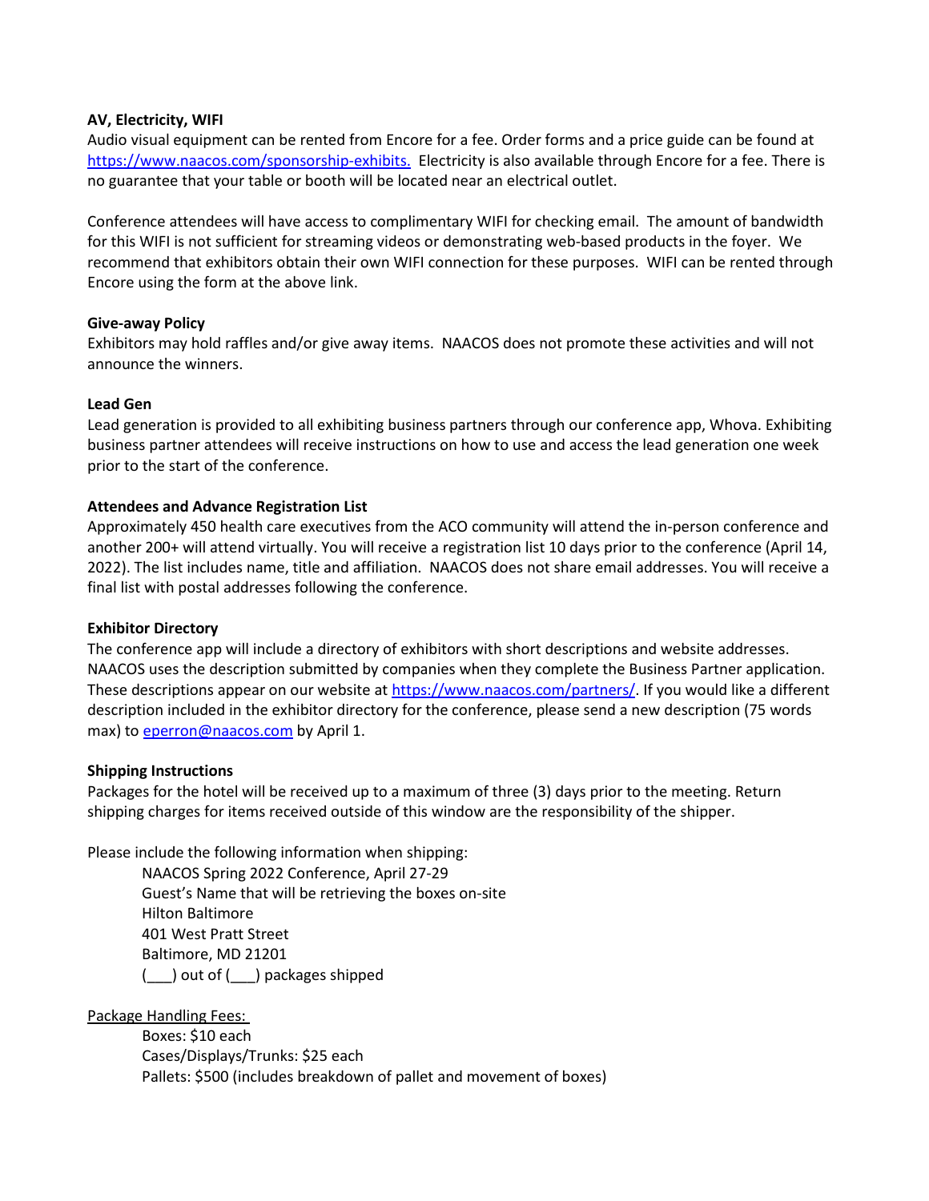**AV, Electricity, WIFI**

Audio visual equipment can be rented from Encore for a fee. Order forms and a price guide can be found at [https://www.naacos.com/sponsorship-exhibits.](https://www.naacos.com/sponsorship-exhibits) Electricity is also available through Encore for a fee. There is no guarantee that your table or booth will be located near an electrical outlet.

Conference attendees will have access to complimentary WIFI for checking email. The amount of bandwidth for this WIFI is not sufficient for streaming videos or demonstrating web-based products in the foyer. We recommend that exhibitors obtain their own WIFI connection for these purposes. WIFI can be rented through Encore using the form at the above link.

**Give-away Policy**

Exhibitors may hold raffles and/or give away items. NAACOS does not promote these activities and will not announce the winners.

**Lead Gen**

Lead generation is provided to all exhibiting business partners through our conference app, Whova. Exhibiting business partner attendees will receive instructions on how to use and access the lead generation one week prior to the start of the conference.

**Attendees and Advance Registration List**

Approximately 450 health care executives from the ACO community will attend the in-person conference and another 200+ will attend virtually. You will receive a registration list 10 days prior to the conference (April 14, 2022). The list includes name, title and affiliation. NAACOS does not share email addresses. You will receive a final list with postal addresses following the conference.

**Exhibitor Directory**

The conference app will include a directory of exhibitors with short descriptions and website addresses. NAACOS uses the description submitted by companies when they complete the Business Partner application. These descriptions appear on our website at [https://www.naacos.com/partners/](https://www.naacos.com/partners/). If you would like a different description included in the exhibitor directory for the conference, please send a new description (75 words max) to [eperron@naacos.com](mailto:eperron@naacos.com) by April 1.

**Shipping Instructions**

Packages for the hotel will be received up to a maximum of three (3) days prior to the meeting. Return shipping charges for items received outside of this window are the responsibility of the shipper.

Please include the following information when shipping:

> NAACOS Spring 2022 Conference, April 27-29
> Guest's Name that will be retrieving the boxes on-site
> Hilton Baltimore
> 401 West Pratt Street
> Baltimore, MD 21201
> (___) out of (___) packages shipped

Package Handling Fees:

> Boxes: $10 each
> Cases/Displays/Trunks: $25 each
> Pallets: $500 (includes breakdown of pallet and movement of boxes)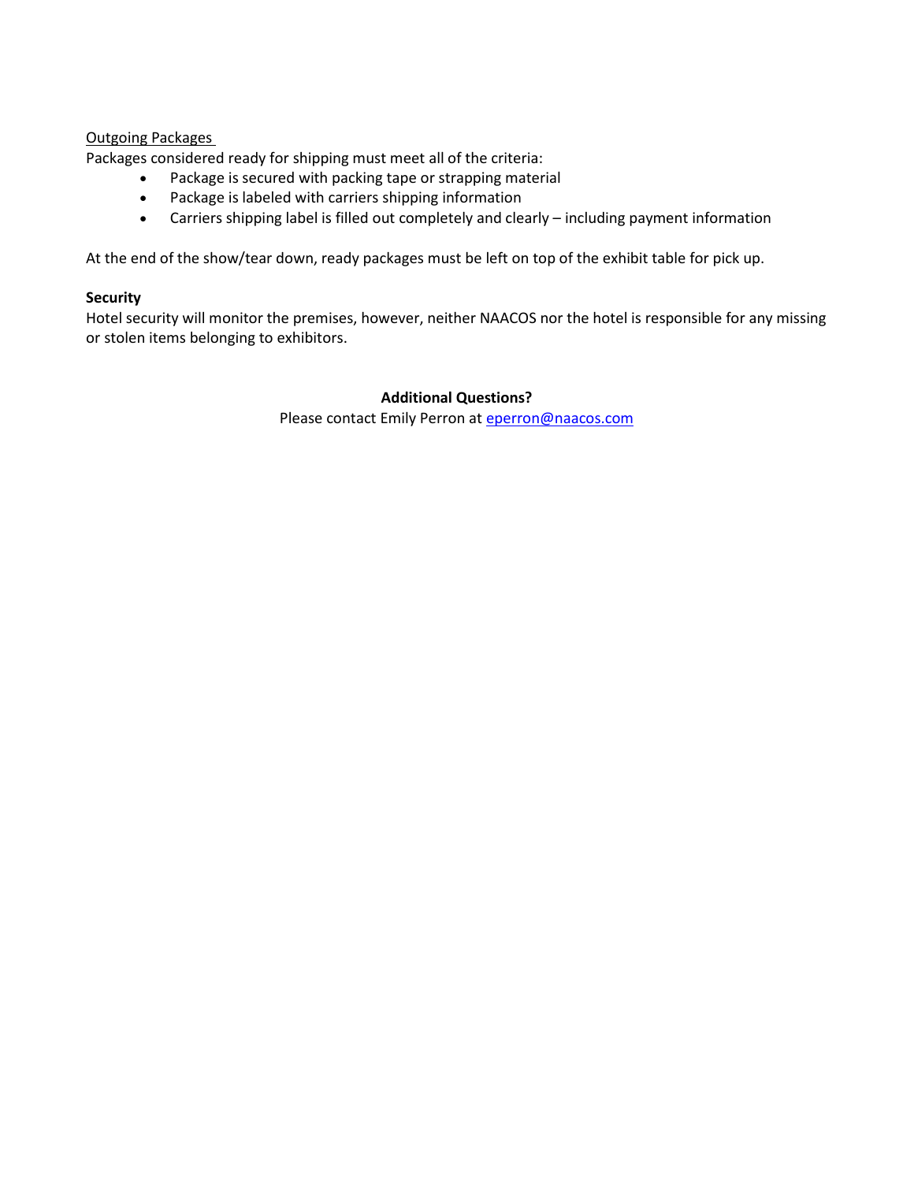Outgoing Packages

Packages considered ready for shipping must meet all of the criteria:

- Package is secured with packing tape or strapping material
- Package is labeled with carriers shipping information
- Carriers shipping label is filled out completely and clearly – including payment information

At the end of the show/tear down, ready packages must be left on top of the exhibit table for pick up.

**Security**

Hotel security will monitor the premises, however, neither NAACOS nor the hotel is responsible for any missing or stolen items belonging to exhibitors.

**Additional Questions?**

Please contact Emily Perron at eperron@naacos.com